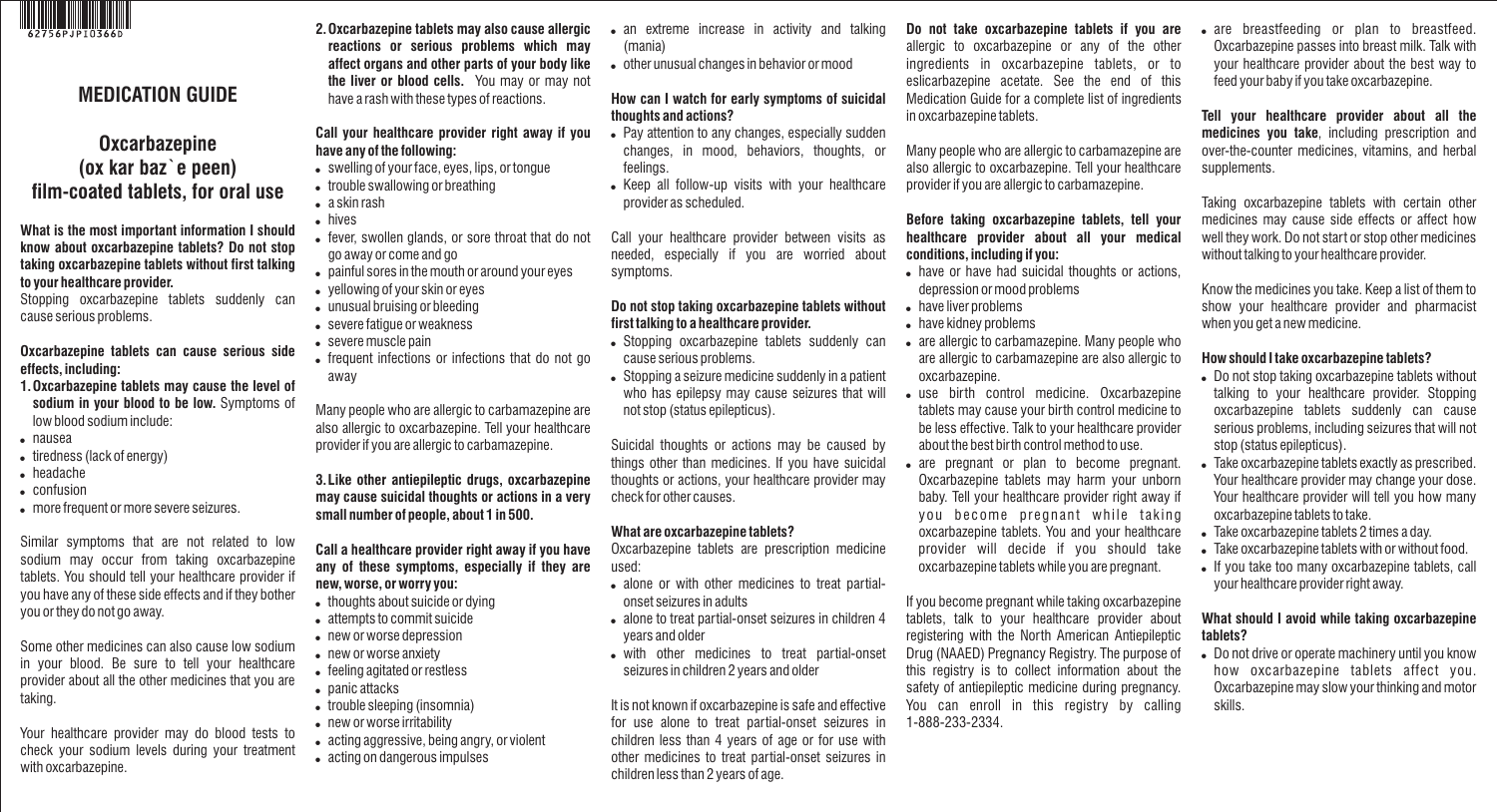# MEDICATION GUIDE

## Oxcarbazepine (ox kar baz`e peen) film-coated tablets, for oral use

**What is the most important information I should know about oxcarbazepine tablets? Do not stop taking oxcarbazepine tablets without first talking to your healthcare provider.**

Stopping oxcarbazepine tablets suddenly can cause serious problems.

**Oxcarbazepine tablets can cause serious side effects, including:**

**1. Oxcarbazepine tablets may cause the level of sodium in your blood to be low.** Symptoms of low blood sodium include:

- nausea
- tiredness (lack of energy)
- headache
- confusion
- more frequent or more severe seizures.

Similar symptoms that are not related to low sodium may occur from taking oxcarbazepine tablets. You should tell your healthcare provider if you have any of these side effects and if they bother you or they do not go away.

Some other medicines can also cause low sodium in your blood. Be sure to tell your healthcare provider about all the other medicines that you are taking.

Your healthcare provider may do blood tests to check your sodium levels during your treatment with oxcarbazepine.

**2. Oxcarbazepine tablets may also cause allergic reactions or serious problems which may affect organs and other parts of your body like the liver or blood cells.** You may or may not have a rash with these types of reactions.

**Call your healthcare provider right away if you have any of the following:**

- swelling of your face, eyes, lips, or tongue
- trouble swallowing or breathing
- a skin rash
- hives
- fever, swollen glands, or sore throat that do not go away or come and go
- painful sores in the mouth or around your eyes
- yellowing of your skin or eyes
- unusual bruising or bleeding
- severe fatigue or weakness
- severe muscle pain
- frequent infections or infections that do not go away

Many people who are allergic to carbamazepine are also allergic to oxcarbazepine. Tell your healthcare provider if you are allergic to carbamazepine.

**3. Like other antiepileptic drugs, oxcarbazepine may cause suicidal thoughts or actions in a very small number of people, about 1 in 500.**

**Call a healthcare provider right away if you have any of these symptoms, especially if they are new, worse, or worry you:**

- thoughts about suicide or dying
- attempts to commit suicide
- new or worse depression
- new or worse anxiety
- feeling agitated or restless
- panic attacks
- trouble sleeping (insomnia)
- new or worse irritability
- acting aggressive, being angry, or violent
- acting on dangerous impulses
- an extreme increase in activity and talking (mania)
- other unusual changes in behavior or mood

**How can I watch for early symptoms of suicidal thoughts and actions?**

- Pay attention to any changes, especially sudden changes, in mood, behaviors, thoughts, or feelings.
- Keep all follow-up visits with your healthcare provider as scheduled.

Call your healthcare provider between visits as needed, especially if you are worried about symptoms.

**Do not stop taking oxcarbazepine tablets without first talking to a healthcare provider.**

- Stopping oxcarbazepine tablets suddenly can cause serious problems.
- Stopping a seizure medicine suddenly in a patient who has epilepsy may cause seizures that will not stop (status epilepticus).

Suicidal thoughts or actions may be caused by things other than medicines. If you have suicidal thoughts or actions, your healthcare provider may check for other causes.

**What are oxcarbazepine tablets?**

Oxcarbazepine tablets are prescription medicine used:

- alone or with other medicines to treat partial-onset seizures in adults
- alone to treat partial-onset seizures in children 4 years and older
- with other medicines to treat partial-onset seizures in children 2 years and older

It is not known if oxcarbazepine is safe and effective for use alone to treat partial-onset seizures in children less than 4 years of age or for use with other medicines to treat partial-onset seizures in children less than 2 years of age.

**Do not take oxcarbazepine tablets if you are** allergic to oxcarbazepine or any of the other ingredients in oxcarbazepine tablets, or to eslicarbazepine acetate. See the end of this Medication Guide for a complete list of ingredients in oxcarbazepine tablets.

Many people who are allergic to carbamazepine are also allergic to oxcarbazepine. Tell your healthcare provider if you are allergic to carbamazepine.

**Before taking oxcarbazepine tablets, tell your healthcare provider about all your medical conditions, including if you:**

- have or have had suicidal thoughts or actions, depression or mood problems
- have liver problems
- have kidney problems
- are allergic to carbamazepine. Many people who are allergic to carbamazepine are also allergic to oxcarbazepine.
- use birth control medicine. Oxcarbazepine tablets may cause your birth control medicine to be less effective. Talk to your healthcare provider about the best birth control method to use.
- are pregnant or plan to become pregnant. Oxcarbazepine tablets may harm your unborn baby. Tell your healthcare provider right away if you become pregnant while taking oxcarbazepine tablets. You and your healthcare provider will decide if you should take oxcarbazepine tablets while you are pregnant.

If you become pregnant while taking oxcarbazepine tablets, talk to your healthcare provider about registering with the North American Antiepileptic Drug (NAAED) Pregnancy Registry. The purpose of this registry is to collect information about the safety of antiepileptic medicine during pregnancy. You can enroll in this registry by calling 1-888-233-2334.

- are breastfeeding or plan to breastfeed. Oxcarbazepine passes into breast milk. Talk with your healthcare provider about the best way to feed your baby if you take oxcarbazepine.

**Tell your healthcare provider about all the medicines you take**, including prescription and over-the-counter medicines, vitamins, and herbal supplements.

Taking oxcarbazepine tablets with certain other medicines may cause side effects or affect how well they work. Do not start or stop other medicines without talking to your healthcare provider.

Know the medicines you take. Keep a list of them to show your healthcare provider and pharmacist when you get a new medicine.

**How should I take oxcarbazepine tablets?**

- Do not stop taking oxcarbazepine tablets without talking to your healthcare provider. Stopping oxcarbazepine tablets suddenly can cause serious problems, including seizures that will not stop (status epilepticus).
- Take oxcarbazepine tablets exactly as prescribed. Your healthcare provider may change your dose. Your healthcare provider will tell you how many oxcarbazepine tablets to take.
- Take oxcarbazepine tablets 2 times a day.
- Take oxcarbazepine tablets with or without food.
- If you take too many oxcarbazepine tablets, call your healthcare provider right away.

**What should I avoid while taking oxcarbazepine tablets?**

- Do not drive or operate machinery until you know how oxcarbazepine tablets affect you. Oxcarbazepine may slow your thinking and motor skills.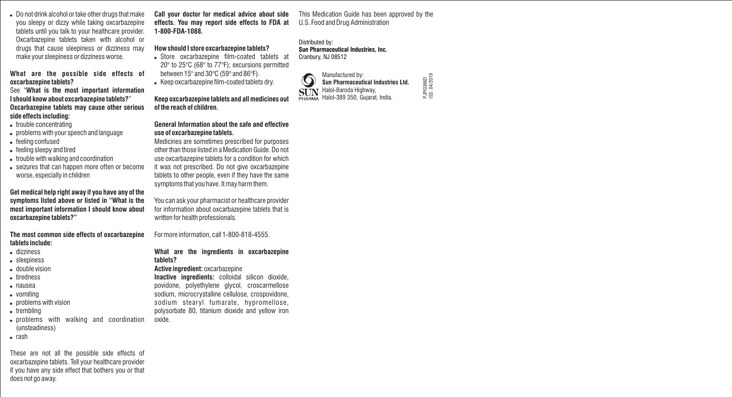- Do not drink alcohol or take other drugs that make you sleepy or dizzy while taking oxcarbazepine tablets until you talk to your healthcare provider. Oxcarbazepine tablets taken with alcohol or drugs that cause sleepiness or dizziness may make your sleepiness or dizziness worse.

**What are the possible side effects of oxcarbazepine tablets?**

See "**What is the most important information I should know about oxcarbazepine tablets?**"

**Oxcarbazepine tablets may cause other serious side effects including:**

- trouble concentrating
- problems with your speech and language
- feeling confused
- feeling sleepy and tired
- trouble with walking and coordination
- seizures that can happen more often or become worse, especially in children

**Get medical help right away if you have any of the symptoms listed above or listed in "What is the most important information I should know about oxcarbazepine tablets?"**

**The most common side effects of oxcarbazepine tablets include:**

- dizziness
- sleepiness
- double vision
- tiredness
- nausea
- vomiting
- problems with vision
- trembling
- problems with walking and coordination (unsteadiness)
- rash

These are not all the possible side effects of oxcarbazepine tablets. Tell your healthcare provider if you have any side effect that bothers you or that does not go away.

**Call your doctor for medical advice about side effects. You may report side effects to FDA at 1-800-FDA-1088.**

**How should I store oxcarbazepine tablets?**

- Store oxcarbazepine film-coated tablets at 20° to 25°C (68° to 77°F); excursions permitted between 15° and 30°C (59° and 86°F).
- Keep oxcarbazepine film-coated tablets dry.

**Keep oxcarbazepine tablets and all medicines out of the reach of children.**

**General Information about the safe and effective use of oxcarbazepine tablets.**

Medicines are sometimes prescribed for purposes other than those listed in a Medication Guide. Do not use oxcarbazepine tablets for a condition for which it was not prescribed. Do not give oxcarbazepine tablets to other people, even if they have the same symptoms that you have. It may harm them.

You can ask your pharmacist or healthcare provider for information about oxcarbazepine tablets that is written for health professionals.

For more information, call 1-800-818-4555.

**What are the ingredients in oxcarbazepine tablets?**

**Active ingredient:** oxcarbazepine

**Inactive ingredients:** colloidal silicon dioxide, povidone, polyethylene glycol, croscarmellose sodium, microcrystalline cellulose, crospovidone, sodium stearyl fumarate, hypromellose, polysorbate 80, titanium dioxide and yellow iron oxide.

This Medication Guide has been approved by the U.S. Food and Drug Administration

Distributed by:
**Sun Pharmaceutical Industries, Inc.**
Cranbury, NJ 08512

Manufactured by:
**Sun Pharmaceutical Industries Ltd.**
Halol-Baroda Highway,
Halol-389 350, Gujarat, India.

PJPI0366D
ISS. 04/2019